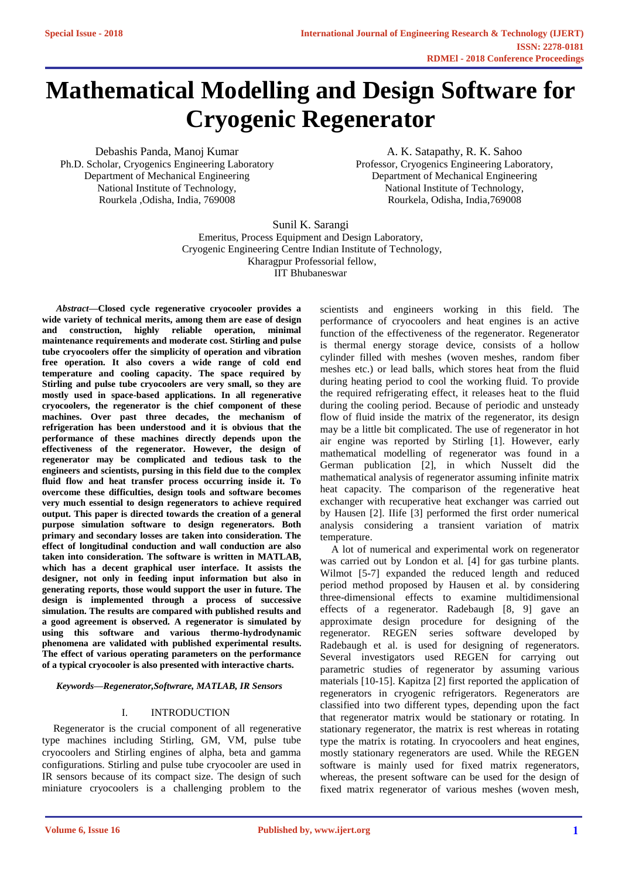# Mathematical Modelling and Design Software for Cryogenic Regenerator

Debashis Panda, Manoj Kumar
Ph.D. Scholar, Cryogenics Engineering Laboratory
Department of Mechanical Engineering
National Institute of Technology,
Rourkela ,Odisha, India, 769008

A. K. Satapathy, R. K. Sahoo
Professor, Cryogenics Engineering Laboratory,
Department of Mechanical Engineering
National Institute of Technology,
Rourkela, Odisha, India,769008

Sunil K. Sarangi
Emeritus, Process Equipment and Design Laboratory,
Cryogenic Engineering Centre Indian Institute of Technology,
Kharagpur Professorial fellow,
IIT Bhubaneswar

***Abstract*—Closed cycle regenerative cryocooler provides a wide variety of technical merits, among them are ease of design and construction, highly reliable operation, minimal maintenance requirements and moderate cost. Stirling and pulse tube cryocoolers offer the simplicity of operation and vibration free operation. It also covers a wide range of cold end temperature and cooling capacity. The space required by Stirling and pulse tube cryocoolers are very small, so they are mostly used in space-based applications. In all regenerative cryocoolers, the regenerator is the chief component of these machines. Over past three decades, the mechanism of refrigeration has been understood and it is obvious that the performance of these machines directly depends upon the effectiveness of the regenerator. However, the design of regenerator may be complicated and tedious task to the engineers and scientists, pursing in this field due to the complex fluid flow and heat transfer process occurring inside it. To overcome these difficulties, design tools and software becomes very much essential to design regenerators to achieve required output. This paper is directed towards the creation of a general purpose simulation software to design regenerators. Both primary and secondary losses are taken into consideration. The effect of longitudinal conduction and wall conduction are also taken into consideration. The software is written in MATLAB, which has a decent graphical user interface. It assists the designer, not only in feeding input information but also in generating reports, those would support the user in future. The design is implemented through a process of successive simulation. The results are compared with published results and a good agreement is observed. A regenerator is simulated by using this software and various thermo-hydrodynamic phenomena are validated with published experimental results. The effect of various operating parameters on the performance of a typical cryocooler is also presented with interactive charts.**

***Keywords*—*Regenerator,Softwrare, MATLAB, IR Sensors***

## I. INTRODUCTION

Regenerator is the crucial component of all regenerative type machines including Stirling, GM, VM, pulse tube cryocoolers and Stirling engines of alpha, beta and gamma configurations. Stirling and pulse tube cryocooler are used in IR sensors because of its compact size. The design of such miniature cryocoolers is a challenging problem to the scientists and engineers working in this field. The performance of cryocoolers and heat engines is an active function of the effectiveness of the regenerator. Regenerator is thermal energy storage device, consists of a hollow cylinder filled with meshes (woven meshes, random fiber meshes etc.) or lead balls, which stores heat from the fluid during heating period to cool the working fluid. To provide the required refrigerating effect, it releases heat to the fluid during the cooling period. Because of periodic and unsteady flow of fluid inside the matrix of the regenerator, its design may be a little bit complicated. The use of regenerator in hot air engine was reported by Stirling [1]. However, early mathematical modelling of regenerator was found in a German publication [2], in which Nusselt did the mathematical analysis of regenerator assuming infinite matrix heat capacity. The comparison of the regenerative heat exchanger with recuperative heat exchanger was carried out by Hausen [2]. IIife [3] performed the first order numerical analysis considering a transient variation of matrix temperature.

A lot of numerical and experimental work on regenerator was carried out by London et al. [4] for gas turbine plants. Wilmot [5-7] expanded the reduced length and reduced period method proposed by Hausen et al. by considering three-dimensional effects to examine multidimensional effects of a regenerator. Radebaugh [8, 9] gave an approximate design procedure for designing of the regenerator. REGEN series software developed by Radebaugh et al. is used for designing of regenerators. Several investigators used REGEN for carrying out parametric studies of regenerator by assuming various materials [10-15]. Kapitza [2] first reported the application of regenerators in cryogenic refrigerators. Regenerators are classified into two different types, depending upon the fact that regenerator matrix would be stationary or rotating. In stationary regenerator, the matrix is rest whereas in rotating type the matrix is rotating. In cryocoolers and heat engines, mostly stationary regenerators are used. While the REGEN software is mainly used for fixed matrix regenerators, whereas, the present software can be used for the design of fixed matrix regenerator of various meshes (woven mesh,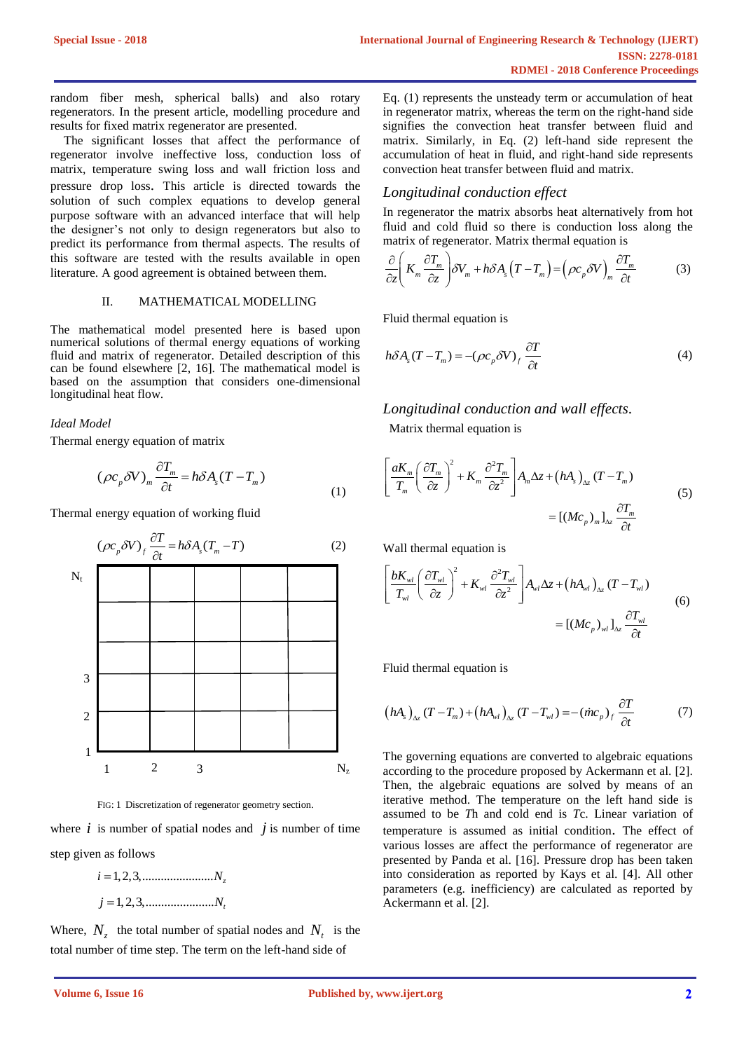random fiber mesh, spherical balls) and also rotary regenerators. In the present article, modelling procedure and results for fixed matrix regenerator are presented.

The significant losses that affect the performance of regenerator involve ineffective loss, conduction loss of matrix, temperature swing loss and wall friction loss and pressure drop loss. This article is directed towards the solution of such complex equations to develop general purpose software with an advanced interface that will help the designer's not only to design regenerators but also to predict its performance from thermal aspects. The results of this software are tested with the results available in open literature. A good agreement is obtained between them.

## II. MATHEMATICAL MODELLING

The mathematical model presented here is based upon numerical solutions of thermal energy equations of working fluid and matrix of regenerator. Detailed description of this can be found elsewhere [2, 16]. The mathematical model is based on the assumption that considers one-dimensional longitudinal heat flow.

*Ideal Model*

Thermal energy equation of matrix

$$(\rho c_p \delta V)_m \frac{\partial T_m}{\partial t} = h\delta A_s (T - T_m) \tag{1}$$

Thermal energy equation of working fluid

$$(\rho c_p \delta V)_f \frac{\partial T}{\partial t} = h\delta A_s (T_m - T) \tag{2}$$

FIG: 1 Discretization of regenerator geometry section.

where $i$ is number of spatial nodes and $j$ is number of time step given as follows

$$i = 1, 2, 3, \ldots\ldots\ldots\ldots N_z$$

$$j = 1, 2, 3, \ldots\ldots\ldots\ldots N_t$$

Where, $N_z$ the total number of spatial nodes and $N_t$ is the total number of time step. The term on the left-hand side of Eq. (1) represents the unsteady term or accumulation of heat in regenerator matrix, whereas the term on the right-hand side signifies the convection heat transfer between fluid and matrix. Similarly, in Eq. (2) left-hand side represent the accumulation of heat in fluid, and right-hand side represents convection heat transfer between fluid and matrix.

### *Longitudinal conduction effect*

In regenerator the matrix absorbs heat alternatively from hot fluid and cold fluid so there is conduction loss along the matrix of regenerator. Matrix thermal equation is

$$\frac{\partial}{\partial z}\left(K_m \frac{\partial T_m}{\partial z}\right)\delta V_m + h\delta A_s \left(T - T_m\right) = \left(\rho c_p \delta V\right)_m \frac{\partial T_m}{\partial t} \tag{3}$$

Fluid thermal equation is

$$h\delta A_s (T - T_m) = -(\rho c_p \delta V)_f \frac{\partial T}{\partial t} \tag{4}$$

### *Longitudinal conduction and wall effects.*

Matrix thermal equation is

$$\left[\frac{aK_m}{T_m}\left(\frac{\partial T_m}{\partial z}\right)^2 + K_m \frac{\partial^2 T_m}{\partial z^2}\right] A_m \Delta z + \left(hA_s\right)_{\Delta z} (T - T_m) = [(Mc_p)_m]_{\Delta z} \frac{\partial T_m}{\partial t} \tag{5}$$

Wall thermal equation is

$$\left[\frac{bK_{wl}}{T_{wl}}\left(\frac{\partial T_{wl}}{\partial z}\right)^2 + K_{wl} \frac{\partial^2 T_{wl}}{\partial z^2}\right] A_{wl} \Delta z + \left(hA_{wl}\right)_{\Delta z} (T - T_{wl}) = [(Mc_p)_{wl}]_{\Delta z} \frac{\partial T_{wl}}{\partial t} \tag{6}$$

Fluid thermal equation is

$$\left(hA_s\right)_{\Delta z} (T - T_m) + \left(hA_{wl}\right)_{\Delta z} (T - T_{wl}) = -(\dot{m}c_p)_f \frac{\partial T}{\partial t} \tag{7}$$

The governing equations are converted to algebraic equations according to the procedure proposed by Ackermann et al. [2]. Then, the algebraic equations are solved by means of an iterative method. The temperature on the left hand side is assumed to be *T*h and cold end is *T*c. Linear variation of temperature is assumed as initial condition. The effect of various losses are affect the performance of regenerator are presented by Panda et al. [16]. Pressure drop has been taken into consideration as reported by Kays et al. [4]. All other parameters (e.g. inefficiency) are calculated as reported by Ackermann et al. [2].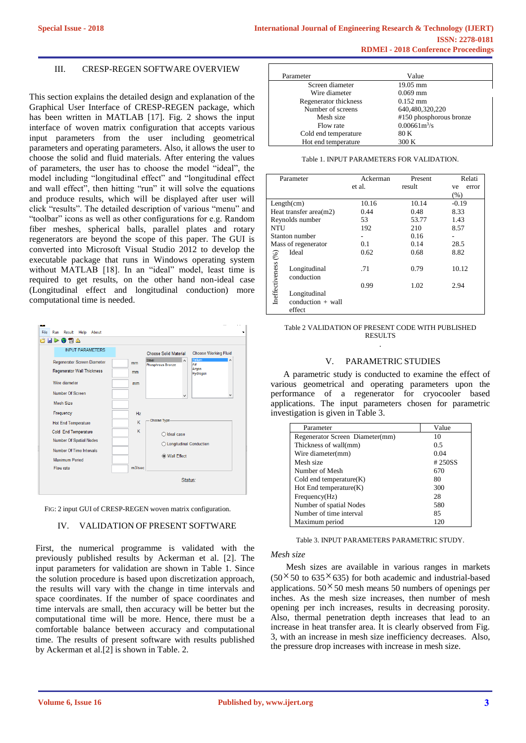## III. CRESP-REGEN SOFTWARE OVERVIEW

This section explains the detailed design and explanation of the Graphical User Interface of CRESP-REGEN package, which has been written in MATLAB [17]. Fig. 2 shows the input interface of woven matrix configuration that accepts various input parameters from the user including geometrical parameters and operating parameters. Also, it allows the user to choose the solid and fluid materials. After entering the values of parameters, the user has to choose the model "ideal", the model including "longitudinal effect" and "longitudinal effect and wall effect", then hitting "run" it will solve the equations and produce results, which will be displayed after user will click "results". The detailed description of various "menu" and "toolbar" icons as well as other configurations for e.g. Random fiber meshes, spherical balls, parallel plates and rotary regenerators are beyond the scope of this paper. The GUI is converted into Microsoft Visual Studio 2012 to develop the executable package that runs in Windows operating system without MATLAB [18]. In an "ideal" model, least time is required to get results, on the other hand non-ideal case (Longitudinal effect and longitudinal conduction) more computational time is needed.

FIG: 2 input GUI of CRESP-REGEN woven matrix configuration.

## IV. VALIDATION OF PRESENT SOFTWARE

First, the numerical programme is validated with the previously published results by Ackerman et al. [2]. The input parameters for validation are shown in Table 1. Since the solution procedure is based upon discretization approach, the results will vary with the change in time intervals and space coordinates. If the number of space coordinates and time intervals are small, then accuracy will be better but the computational time will be more. Hence, there must be a comfortable balance between accuracy and computational time. The results of present software with results published by Ackerman et al.[2] is shown in Table. 2.

| Parameter | Value |
|---|---|
| Screen diameter | 19.05 mm |
| Wire diameter | 0.069 mm |
| Regenerator thickness | 0.152 mm |
| Number of screens | 640,480,320,220 |
| Mesh size | #150 phosphorous bronze |
| Flow rate | 0.00661m$^3$/s |
| Cold end temperature | 80 K |
| Hot end temperature | 300 K |

Table 1. INPUT PARAMETERS FOR VALIDATION.

| Parameter | | Ackerman et al. | Present result | Relative error (%) |
|---|---|---|---|---|
| Length(cm) | | 10.16 | 10.14 | -0.19 |
| Heat transfer area(m2) | | 0.44 | 0.48 | 8.33 |
| Reynolds number | | 53 | 53.77 | 1.43 |
| NTU | | 192 | 210 | 8.57 |
| Stanton number | | - | 0.16 | - |
| Mass of regenerator | | 0.1 | 0.14 | 28.5 |
| Ineffectiveness (%) | Ideal | 0.62 | 0.68 | 8.82 |
| | Longitudinal conduction | .71 | 0.79 | 10.12 |
| | Longitudinal conduction + wall effect | 0.99 | 1.02 | 2.94 |

Table 2 VALIDATION OF PRESENT CODE WITH PUBLISHED RESULTS

## V. PARAMETRIC STUDIES

A parametric study is conducted to examine the effect of various geometrical and operating parameters upon the performance of a regenerator for cryocooler based applications. The input parameters chosen for parametric investigation is given in Table 3.

| Parameter | Value |
|---|---|
| Regenerator Screen Diameter(mm) | 10 |
| Thickness of wall(mm) | 0.5 |
| Wire diameter(mm) | 0.04 |
| Mesh size | # 250SS |
| Number of Mesh | 670 |
| Cold end temperature(K) | 80 |
| Hot End temperature(K) | 300 |
| Frequency(Hz) | 28 |
| Number of spatial Nodes | 580 |
| Number of time interval | 85 |
| Maximum period | 120 |

Table 3. INPUT PARAMETERS PARAMETRIC STUDY.

*Mesh size*

Mesh sizes are available in various ranges in markets ($50\times50$ to $635\times635$) for both academic and industrial-based applications. $50\times50$ mesh means 50 numbers of openings per inches. As the mesh size increases, then number of mesh opening per inch increases, results in decreasing porosity. Also, thermal penetration depth increases that lead to an increase in heat transfer area. It is clearly observed from Fig. 3, with an increase in mesh size inefficiency decreases. Also, the pressure drop increases with increase in mesh size.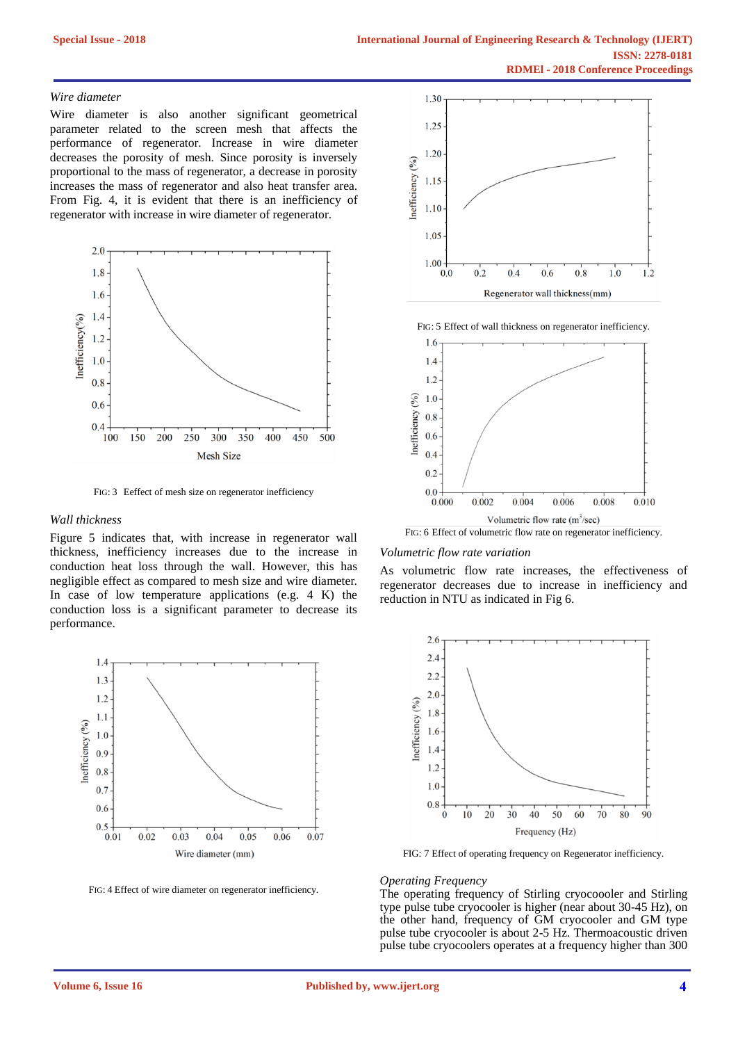*Wire diameter*

Wire diameter is also another significant geometrical parameter related to the screen mesh that affects the performance of regenerator. Increase in wire diameter decreases the porosity of mesh. Since porosity is inversely proportional to the mass of regenerator, a decrease in porosity increases the mass of regenerator and also heat transfer area. From Fig. 4, it is evident that there is an inefficiency of regenerator with increase in wire diameter of regenerator.

FIG: 3 Eeffect of mesh size on regenerator inefficiency

*Wall thickness*

Figure 5 indicates that, with increase in regenerator wall thickness, inefficiency increases due to the increase in conduction heat loss through the wall. However, this has negligible effect as compared to mesh size and wire diameter. In case of low temperature applications (e.g. 4 K) the conduction loss is a significant parameter to decrease its performance.

FIG: 4 Effect of wire diameter on regenerator inefficiency.

FIG: 5 Effect of wall thickness on regenerator inefficiency.

FIG: 6 Effect of volumetric flow rate on regenerator inefficiency.

*Volumetric flow rate variation*

As volumetric flow rate increases, the effectiveness of regenerator decreases due to increase in inefficiency and reduction in NTU as indicated in Fig 6.

FIG: 7 Effect of operating frequency on Regenerator inefficiency.

*Operating Frequency*

The operating frequency of Stirling cryocoooler and Stirling type pulse tube cryocooler is higher (near about 30-45 Hz), on the other hand, frequency of GM cryocooler and GM type pulse tube cryocooler is about 2-5 Hz. Thermoacoustic driven pulse tube cryocoolers operates at a frequency higher than 300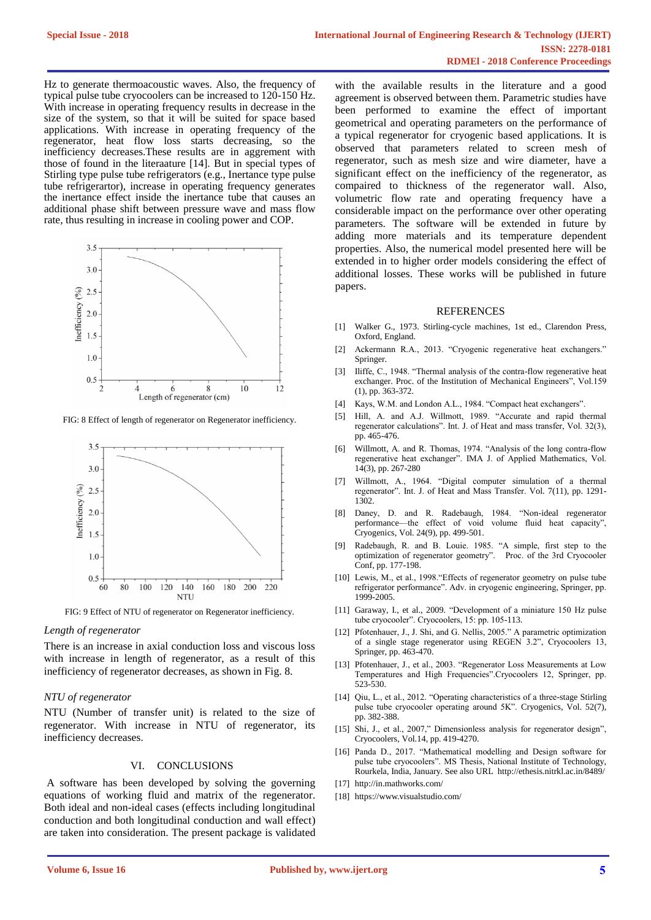Hz to generate thermoacoustic waves. Also, the frequency of typical pulse tube cryocoolers can be increased to 120-150 Hz. With increase in operating frequency results in decrease in the size of the system, so that it will be suited for space based applications. With increase in operating frequency of the regenerator, heat flow loss starts decreasing, so the inefficiency decreases.These results are in aggrement with those of found in the literaature [14]. But in special types of Stirling type pulse tube refrigerators (e.g., Inertance type pulse tube refrigerartor), increase in operating frequency generates the inertance effect inside the inertance tube that causes an additional phase shift between pressure wave and mass flow rate, thus resulting in increase in cooling power and COP.

FIG: 8 Effect of length of regenerator on Regenerator inefficiency.

FIG: 9 Effect of NTU of regenerator on Regenerator inefficiency.

*Length of regenerator*

There is an increase in axial conduction loss and viscous loss with increase in length of regenerator, as a result of this inefficiency of regenerator decreases, as shown in Fig. 8.

*NTU of regenerator*

NTU (Number of transfer unit) is related to the size of regenerator. With increase in NTU of regenerator, its inefficiency decreases.

## VI. CONCLUSIONS

A software has been developed by solving the governing equations of working fluid and matrix of the regenerator. Both ideal and non-ideal cases (effects including longitudinal conduction and both longitudinal conduction and wall effect) are taken into consideration. The present package is validated with the available results in the literature and a good agreement is observed between them. Parametric studies have been performed to examine the effect of important geometrical and operating parameters on the performance of a typical regenerator for cryogenic based applications. It is observed that parameters related to screen mesh of regenerator, such as mesh size and wire diameter, have a significant effect on the inefficiency of the regenerator, as compaired to thickness of the regenerator wall. Also, volumetric flow rate and operating frequency have a considerable impact on the performance over other operating parameters. The software will be extended in future by adding more materials and its temperature dependent properties. Also, the numerical model presented here will be extended in to higher order models considering the effect of additional losses. These works will be published in future papers.

## REFERENCES

[1] Walker G., 1973. Stirling-cycle machines, 1st ed., Clarendon Press, Oxford, England.

[2] Ackermann R.A., 2013. “Cryogenic regenerative heat exchangers.” Springer.

[3] Iliffe, C., 1948. “Thermal analysis of the contra-flow regenerative heat exchanger. Proc. of the Institution of Mechanical Engineers”, Vol.159 (1), pp. 363-372.

[4] Kays, W.M. and London A.L., 1984. “Compact heat exchangers”.

[5] Hill, A. and A.J. Willmott, 1989. “Accurate and rapid thermal regenerator calculations”. Int. J. of Heat and mass transfer, Vol. 32(3), pp. 465-476.

[6] Willmott, A. and R. Thomas, 1974. “Analysis of the long contra-flow regenerative heat exchanger”. IMA J. of Applied Mathematics, Vol. 14(3), pp. 267-280

[7] Willmott, A., 1964. “Digital computer simulation of a thermal regenerator”. Int. J. of Heat and Mass Transfer. Vol. 7(11), pp. 1291-1302.

[8] Daney, D. and R. Radebaugh, 1984. “Non-ideal regenerator performance—the effect of void volume fluid heat capacity”, Cryogenics, Vol. 24(9), pp. 499-501.

[9] Radebaugh, R. and B. Louie. 1985. “A simple, first step to the optimization of regenerator geometry”. Proc. of the 3rd Cryocooler Conf, pp. 177-198.

[10] Lewis, M., et al., 1998.“Effects of regenerator geometry on pulse tube refrigerator performance”. Adv. in cryogenic engineering, Springer, pp. 1999-2005.

[11] Garaway, I., et al., 2009. “Development of a miniature 150 Hz pulse tube cryocooler”. Cryocoolers, 15: pp. 105-113.

[12] Pfotenhauer, J., J. Shi, and G. Nellis, 2005.” A parametric optimization of a single stage regenerator using REGEN 3.2”, Cryocoolers 13, Springer, pp. 463-470.

[13] Pfotenhauer, J., et al., 2003. “Regenerator Loss Measurements at Low Temperatures and High Frequencies”.Cryocoolers 12, Springer, pp. 523-530.

[14] Qiu, L., et al., 2012. “Operating characteristics of a three-stage Stirling pulse tube cryocooler operating around 5K”. Cryogenics, Vol. 52(7), pp. 382-388.

[15] Shi, J., et al., 2007,” Dimensionless analysis for regenerator design”, Cryocoolers, Vol.14, pp. 419-4270.

[16] Panda D., 2017. “Mathematical modelling and Design software for pulse tube cryocoolers”. MS Thesis, National Institute of Technology, Rourkela, India, January. See also URL http://ethesis.nitrkl.ac.in/8489/

[17] http://in.mathworks.com/

[18] https://www.visualstudio.com/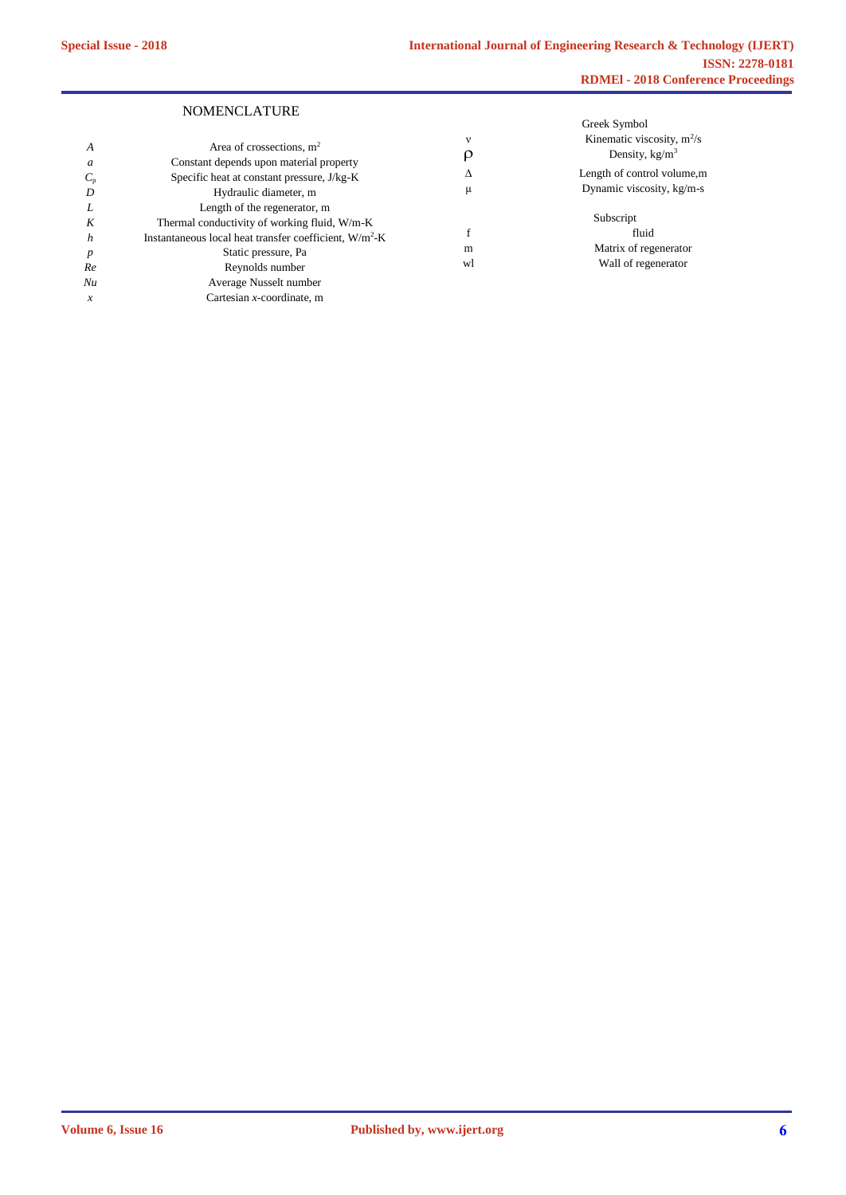## NOMENCLATURE

| | |
|---|---|
| $A$ | Area of crossections, $m^2$ |
| $a$ | Constant depends upon material property |
| $C_p$ | Specific heat at constant pressure, J/kg-K |
| $D$ | Hydraulic diameter, m |
| $L$ | Length of the regenerator, m |
| $K$ | Thermal conductivity of working fluid, W/m-K |
| $h$ | Instantaneous local heat transfer coefficient, $W/m^2$-K |
| $p$ | Static pressure, Pa |
| $Re$ | Reynolds number |
| $Nu$ | Average Nusselt number |
| $x$ | Cartesian $x$-coordinate, m |

Greek Symbol

| | |
|---|---|
| $\nu$ | Kinematic viscosity, $m^2/s$ |
| $\rho$ | Density, $kg/m^3$ |
| $\Delta$ | Length of control volume,m |
| $\mu$ | Dynamic viscosity, kg/m-s |

Subscript

| | |
|---|---|
| f | fluid |
| m | Matrix of regenerator |
| wl | Wall of regenerator |